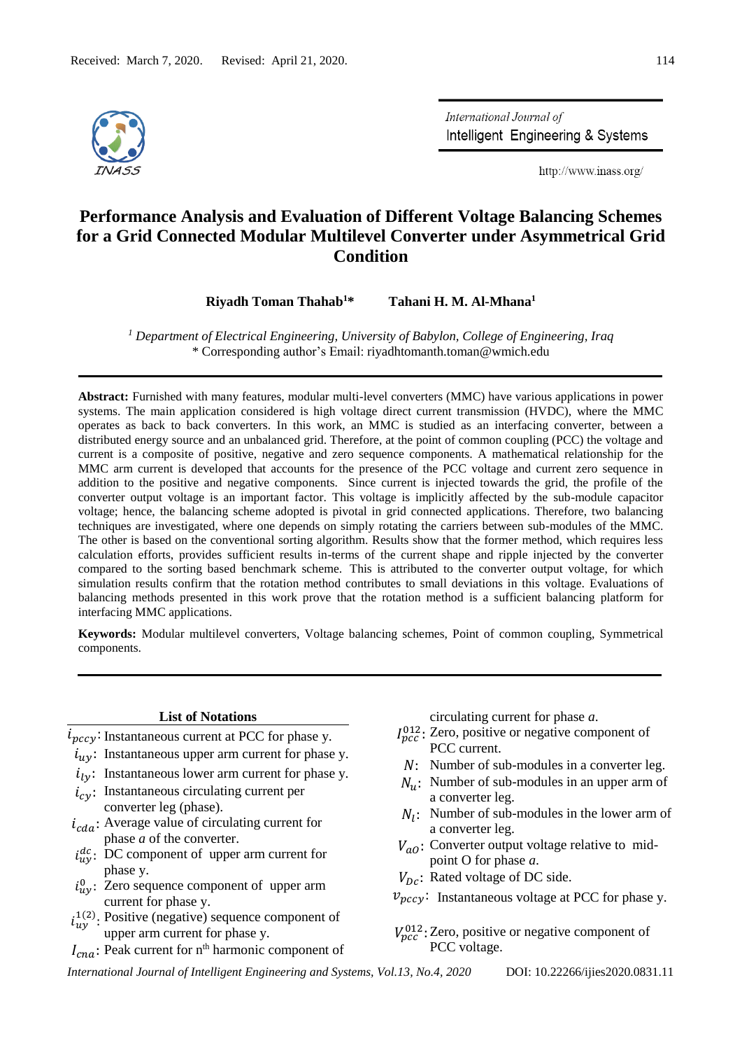Received: March 7, 2020. Revised: April 21, 2020.

# Performance Analysis and Evaluation of Different Voltage Balancing Schemes for a Grid Connected Modular Multilevel Converter under Asymmetrical Grid Condition

**Riyadh Toman Thahab[1]*** **Tahani H. M. Al-Mhana[1]**

*[1] Department of Electrical Engineering, University of Babylon, College of Engineering, Iraq*
\* Corresponding author's Email: riyadhtomanth.toman@wmich.edu

**Abstract:** Furnished with many features, modular multi-level converters (MMC) have various applications in power systems. The main application considered is high voltage direct current transmission (HVDC), where the MMC operates as back to back converters. In this work, an MMC is studied as an interfacing converter, between a distributed energy source and an unbalanced grid. Therefore, at the point of common coupling (PCC) the voltage and current is a composite of positive, negative and zero sequence components. A mathematical relationship for the MMC arm current is developed that accounts for the presence of the PCC voltage and current zero sequence in addition to the positive and negative components. Since current is injected towards the grid, the profile of the converter output voltage is an important factor. This voltage is implicitly affected by the sub-module capacitor voltage; hence, the balancing scheme adopted is pivotal in grid connected applications. Therefore, two balancing techniques are investigated, where one depends on simply rotating the carriers between sub-modules of the MMC. The other is based on the conventional sorting algorithm. Results show that the former method, which requires less calculation efforts, provides sufficient results in-terms of the current shape and ripple injected by the converter compared to the sorting based benchmark scheme. This is attributed to the converter output voltage, for which simulation results confirm that the rotation method contributes to small deviations in this voltage. Evaluations of balancing methods presented in this work prove that the rotation method is a sufficient balancing platform for interfacing MMC applications.

**Keywords:** Modular multilevel converters, Voltage balancing schemes, Point of common coupling, Symmetrical components.

## List of Notations

- $i_{pccy}$: Instantaneous current at PCC for phase y.
- $i_{uy}$: Instantaneous upper arm current for phase y.
- $i_{ly}$: Instantaneous lower arm current for phase y.
- $i_{cy}$: Instantaneous circulating current per converter leg (phase).
- $i_{cda}$: Average value of circulating current for phase *a* of the converter.
- $i_{uy}^{dc}$: DC component of upper arm current for phase y.
- $i_{uy}^{0}$: Zero sequence component of upper arm current for phase y.
- $i_{uy}^{1(2)}$: Positive (negative) sequence component of upper arm current for phase y.
- $I_{cna}$: Peak current for n[th] harmonic component of circulating current for phase *a*.
- $I_{pcc}^{012}$: Zero, positive or negative component of PCC current.
- $N$: Number of sub-modules in a converter leg.
- $N_u$: Number of sub-modules in an upper arm of a converter leg.
- $N_l$: Number of sub-modules in the lower arm of a converter leg.
- $V_{aO}$: Converter output voltage relative to mid-point O for phase *a*.
- $V_{Dc}$: Rated voltage of DC side.
- $v_{pccy}$: Instantaneous voltage at PCC for phase y.
- $V_{pcc}^{012}$: Zero, positive or negative component of PCC voltage.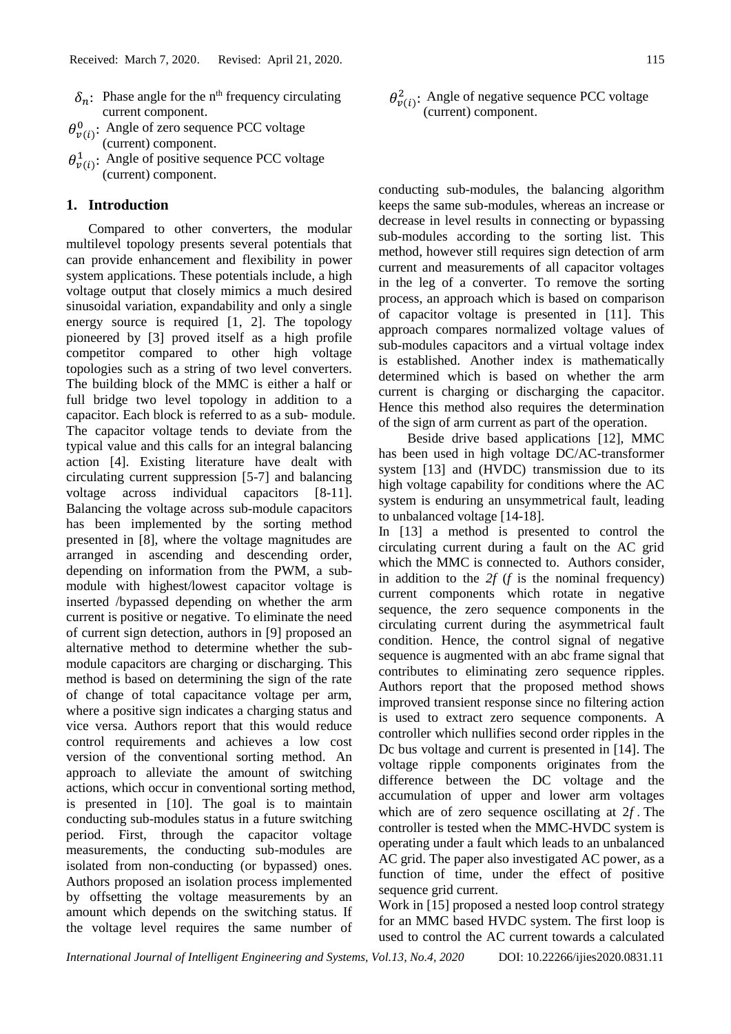$\delta_n$: Phase angle for the n[th] frequency circulating current component.

$\theta^0_{v(i)}$: Angle of zero sequence PCC voltage (current) component.

$\theta^1_{v(i)}$: Angle of positive sequence PCC voltage (current) component.

$\theta^2_{v(i)}$: Angle of negative sequence PCC voltage (current) component.

## 1. Introduction

Compared to other converters, the modular multilevel topology presents several potentials that can provide enhancement and flexibility in power system applications. These potentials include, a high voltage output that closely mimics a much desired sinusoidal variation, expandability and only a single energy source is required [1, 2]. The topology pioneered by [3] proved itself as a high profile competitor compared to other high voltage topologies such as a string of two level converters. The building block of the MMC is either a half or full bridge two level topology in addition to a capacitor. Each block is referred to as a sub- module. The capacitor voltage tends to deviate from the typical value and this calls for an integral balancing action [4]. Existing literature have dealt with circulating current suppression [5-7] and balancing voltage across individual capacitors [8-11]. Balancing the voltage across sub-module capacitors has been implemented by the sorting method presented in [8], where the voltage magnitudes are arranged in ascending and descending order, depending on information from the PWM, a sub-module with highest/lowest capacitor voltage is inserted /bypassed depending on whether the arm current is positive or negative. To eliminate the need of current sign detection, authors in [9] proposed an alternative method to determine whether the sub-module capacitors are charging or discharging. This method is based on determining the sign of the rate of change of total capacitance voltage per arm, where a positive sign indicates a charging status and vice versa. Authors report that this would reduce control requirements and achieves a low cost version of the conventional sorting method. An approach to alleviate the amount of switching actions, which occur in conventional sorting method, is presented in [10]. The goal is to maintain conducting sub-modules status in a future switching period. First, through the capacitor voltage measurements, the conducting sub-modules are isolated from non-conducting (or bypassed) ones. Authors proposed an isolation process implemented by offsetting the voltage measurements by an amount which depends on the switching status. If the voltage level requires the same number of conducting sub-modules, the balancing algorithm keeps the same sub-modules, whereas an increase or decrease in level results in connecting or bypassing sub-modules according to the sorting list. This method, however still requires sign detection of arm current and measurements of all capacitor voltages in the leg of a converter. To remove the sorting process, an approach which is based on comparison of capacitor voltage is presented in [11]. This approach compares normalized voltage values of sub-modules capacitors and a virtual voltage index is established. Another index is mathematically determined which is based on whether the arm current is charging or discharging the capacitor. Hence this method also requires the determination of the sign of arm current as part of the operation.

Beside drive based applications [12], MMC has been used in high voltage DC/AC-transformer system [13] and (HVDC) transmission due to its high voltage capability for conditions where the AC system is enduring an unsymmetrical fault, leading to unbalanced voltage [14-18].

In [13] a method is presented to control the circulating current during a fault on the AC grid which the MMC is connected to. Authors consider, in addition to the *2f* (*f* is the nominal frequency) current components which rotate in negative sequence, the zero sequence components in the circulating current during the asymmetrical fault condition. Hence, the control signal of negative sequence is augmented with an abc frame signal that contributes to eliminating zero sequence ripples. Authors report that the proposed method shows improved transient response since no filtering action is used to extract zero sequence components. A controller which nullifies second order ripples in the Dc bus voltage and current is presented in [14]. The voltage ripple components originates from the difference between the DC voltage and the accumulation of upper and lower arm voltages which are of zero sequence oscillating at $2f$. The controller is tested when the MMC-HVDC system is operating under a fault which leads to an unbalanced AC grid. The paper also investigated AC power, as a function of time, under the effect of positive sequence grid current.

Work in [15] proposed a nested loop control strategy for an MMC based HVDC system. The first loop is used to control the AC current towards a calculated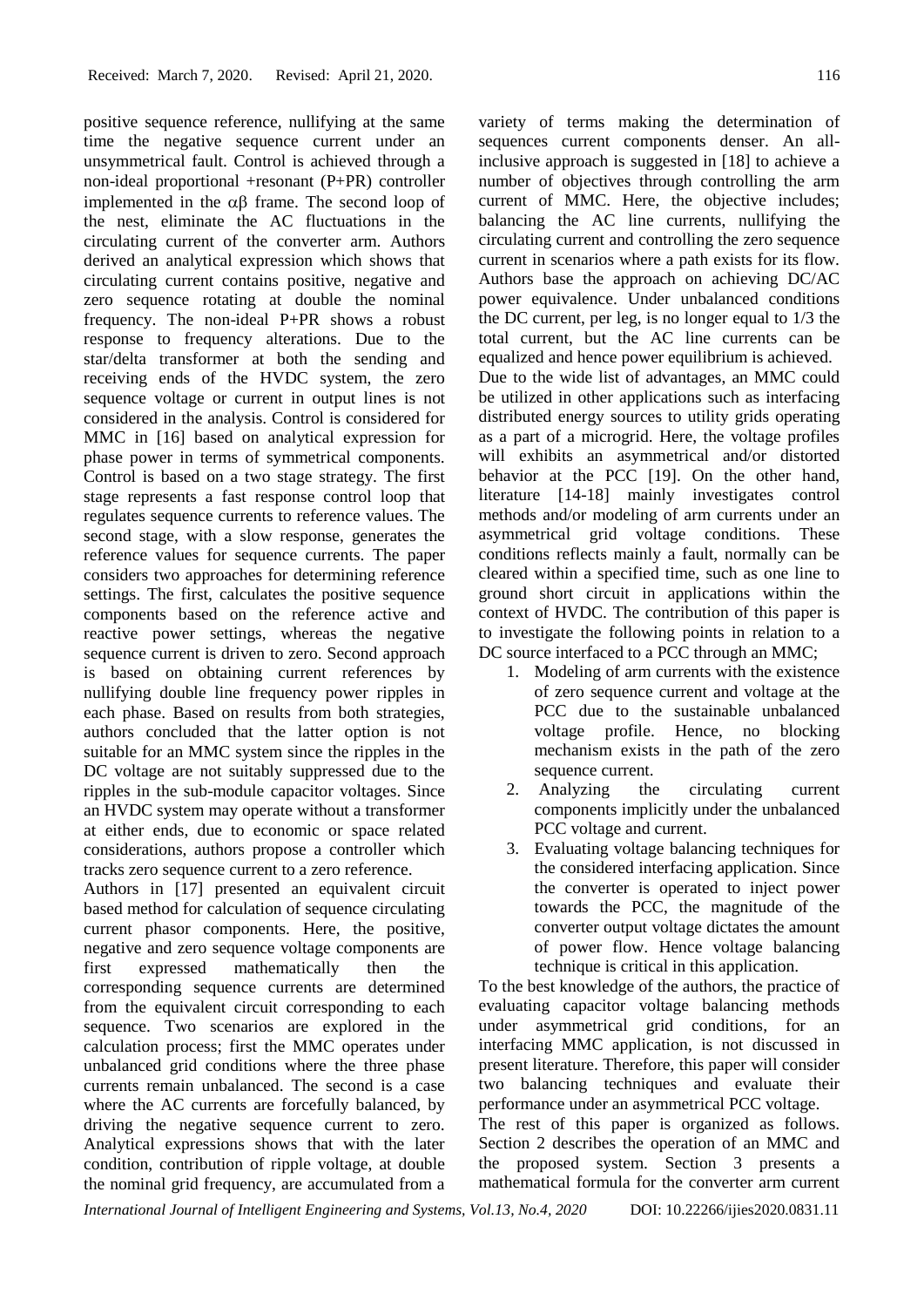positive sequence reference, nullifying at the same time the negative sequence current under an unsymmetrical fault. Control is achieved through a non-ideal proportional +resonant (P+PR) controller implemented in the $\alpha\beta$ frame. The second loop of the nest, eliminate the AC fluctuations in the circulating current of the converter arm. Authors derived an analytical expression which shows that circulating current contains positive, negative and zero sequence rotating at double the nominal frequency. The non-ideal P+PR shows a robust response to frequency alterations. Due to the star/delta transformer at both the sending and receiving ends of the HVDC system, the zero sequence voltage or current in output lines is not considered in the analysis. Control is considered for MMC in [16] based on analytical expression for phase power in terms of symmetrical components. Control is based on a two stage strategy. The first stage represents a fast response control loop that regulates sequence currents to reference values. The second stage, with a slow response, generates the reference values for sequence currents. The paper considers two approaches for determining reference settings. The first, calculates the positive sequence components based on the reference active and reactive power settings, whereas the negative sequence current is driven to zero. Second approach is based on obtaining current references by nullifying double line frequency power ripples in each phase. Based on results from both strategies, authors concluded that the latter option is not suitable for an MMC system since the ripples in the DC voltage are not suitably suppressed due to the ripples in the sub-module capacitor voltages. Since an HVDC system may operate without a transformer at either ends, due to economic or space related considerations, authors propose a controller which tracks zero sequence current to a zero reference.

Authors in [17] presented an equivalent circuit based method for calculation of sequence circulating current phasor components. Here, the positive, negative and zero sequence voltage components are first expressed mathematically then the corresponding sequence currents are determined from the equivalent circuit corresponding to each sequence. Two scenarios are explored in the calculation process; first the MMC operates under unbalanced grid conditions where the three phase currents remain unbalanced. The second is a case where the AC currents are forcefully balanced, by driving the negative sequence current to zero. Analytical expressions shows that with the later condition, contribution of ripple voltage, at double the nominal grid frequency, are accumulated from a variety of terms making the determination of sequences current components denser. An all-inclusive approach is suggested in [18] to achieve a number of objectives through controlling the arm current of MMC. Here, the objective includes; balancing the AC line currents, nullifying the circulating current and controlling the zero sequence current in scenarios where a path exists for its flow. Authors base the approach on achieving DC/AC power equivalence. Under unbalanced conditions the DC current, per leg, is no longer equal to 1/3 the total current, but the AC line currents can be equalized and hence power equilibrium is achieved.

Due to the wide list of advantages, an MMC could be utilized in other applications such as interfacing distributed energy sources to utility grids operating as a part of a microgrid. Here, the voltage profiles will exhibits an asymmetrical and/or distorted behavior at the PCC [19]. On the other hand, literature [14-18] mainly investigates control methods and/or modeling of arm currents under an asymmetrical grid voltage conditions. These conditions reflects mainly a fault, normally can be cleared within a specified time, such as one line to ground short circuit in applications within the context of HVDC. The contribution of this paper is to investigate the following points in relation to a DC source interfaced to a PCC through an MMC;

1. Modeling of arm currents with the existence of zero sequence current and voltage at the PCC due to the sustainable unbalanced voltage profile. Hence, no blocking mechanism exists in the path of the zero sequence current.
2. Analyzing the circulating current components implicitly under the unbalanced PCC voltage and current.
3. Evaluating voltage balancing techniques for the considered interfacing application. Since the converter is operated to inject power towards the PCC, the magnitude of the converter output voltage dictates the amount of power flow. Hence voltage balancing technique is critical in this application.

To the best knowledge of the authors, the practice of evaluating capacitor voltage balancing methods under asymmetrical grid conditions, for an interfacing MMC application, is not discussed in present literature. Therefore, this paper will consider two balancing techniques and evaluate their performance under an asymmetrical PCC voltage.

The rest of this paper is organized as follows. Section 2 describes the operation of an MMC and the proposed system. Section 3 presents a mathematical formula for the converter arm current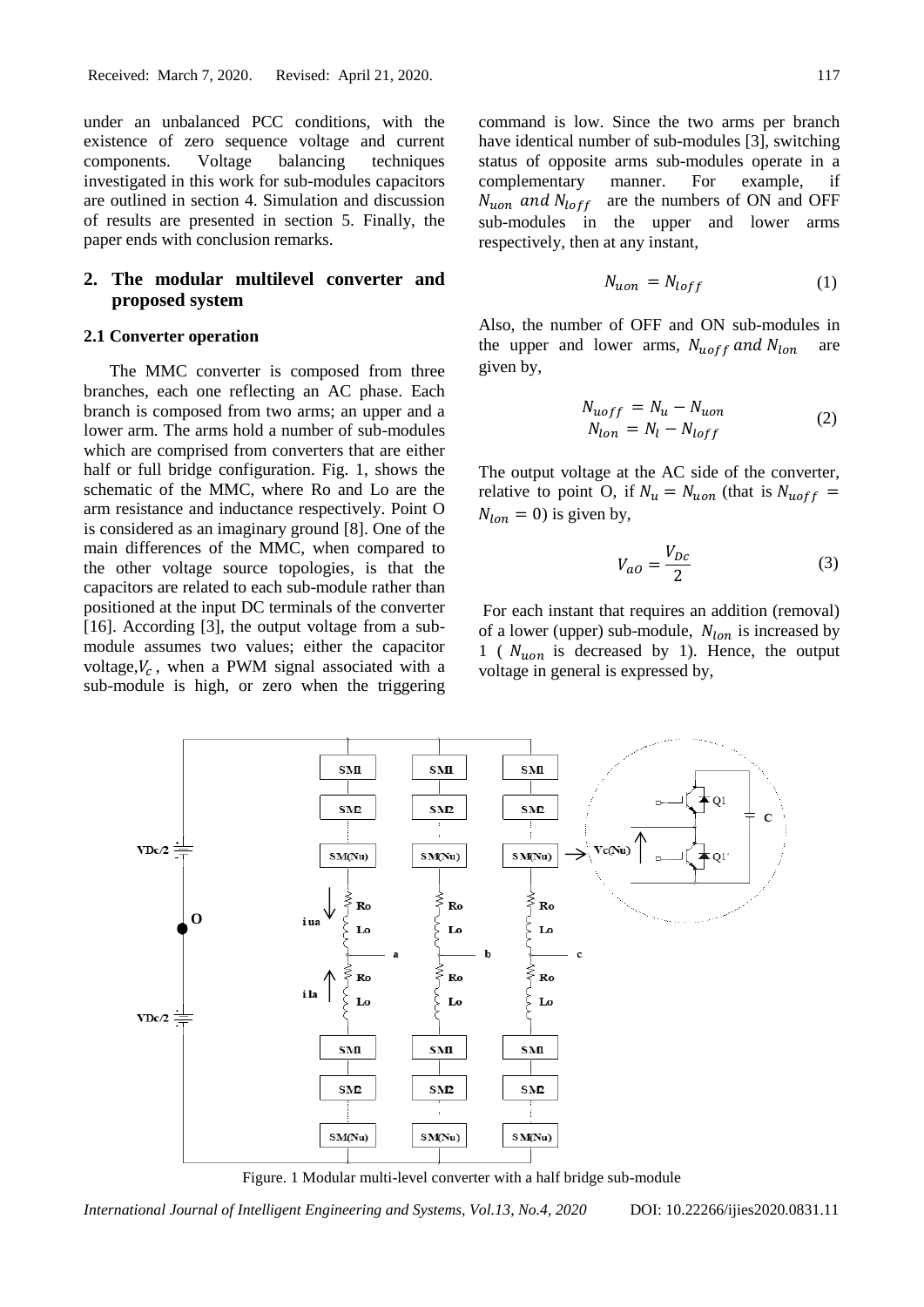under an unbalanced PCC conditions, with the existence of zero sequence voltage and current components. Voltage balancing techniques investigated in this work for sub-modules capacitors are outlined in section 4. Simulation and discussion of results are presented in section 5. Finally, the paper ends with conclusion remarks.

## 2. The modular multilevel converter and proposed system

### 2.1 Converter operation

The MMC converter is composed from three branches, each one reflecting an AC phase. Each branch is composed from two arms; an upper and a lower arm. The arms hold a number of sub-modules which are comprised from converters that are either half or full bridge configuration. Fig. 1, shows the schematic of the MMC, where Ro and Lo are the arm resistance and inductance respectively. Point O is considered as an imaginary ground [8]. One of the main differences of the MMC, when compared to the other voltage source topologies, is that the capacitors are related to each sub-module rather than positioned at the input DC terminals of the converter [16]. According [3], the output voltage from a sub-module assumes two values; either the capacitor voltage, $V_c$, when a PWM signal associated with a sub-module is high, or zero when the triggering command is low. Since the two arms per branch have identical number of sub-modules [3], switching status of opposite arms sub-modules operate in a complementary manner. For example, if $N_{uon}$ and $N_{loff}$ are the numbers of ON and OFF sub-modules in the upper and lower arms respectively, then at any instant,

$$N_{uon} = N_{loff} \tag{1}$$

Also, the number of OFF and ON sub-modules in the upper and lower arms, $N_{uoff}$ and $N_{lon}$ are given by,

$$\begin{aligned} N_{uoff} &= N_u - N_{uon} \\ N_{lon} &= N_l - N_{loff} \end{aligned} \tag{2}$$

The output voltage at the AC side of the converter, relative to point O, if $N_u = N_{uon}$ (that is $N_{uoff} = N_{lon} = 0$) is given by,

$$V_{aO} = \frac{V_{Dc}}{2} \tag{3}$$

For each instant that requires an addition (removal) of a lower (upper) sub-module, $N_{lon}$ is increased by 1 ( $N_{uon}$ is decreased by 1). Hence, the output voltage in general is expressed by,

Figure. 1 Modular multi-level converter with a half bridge sub-module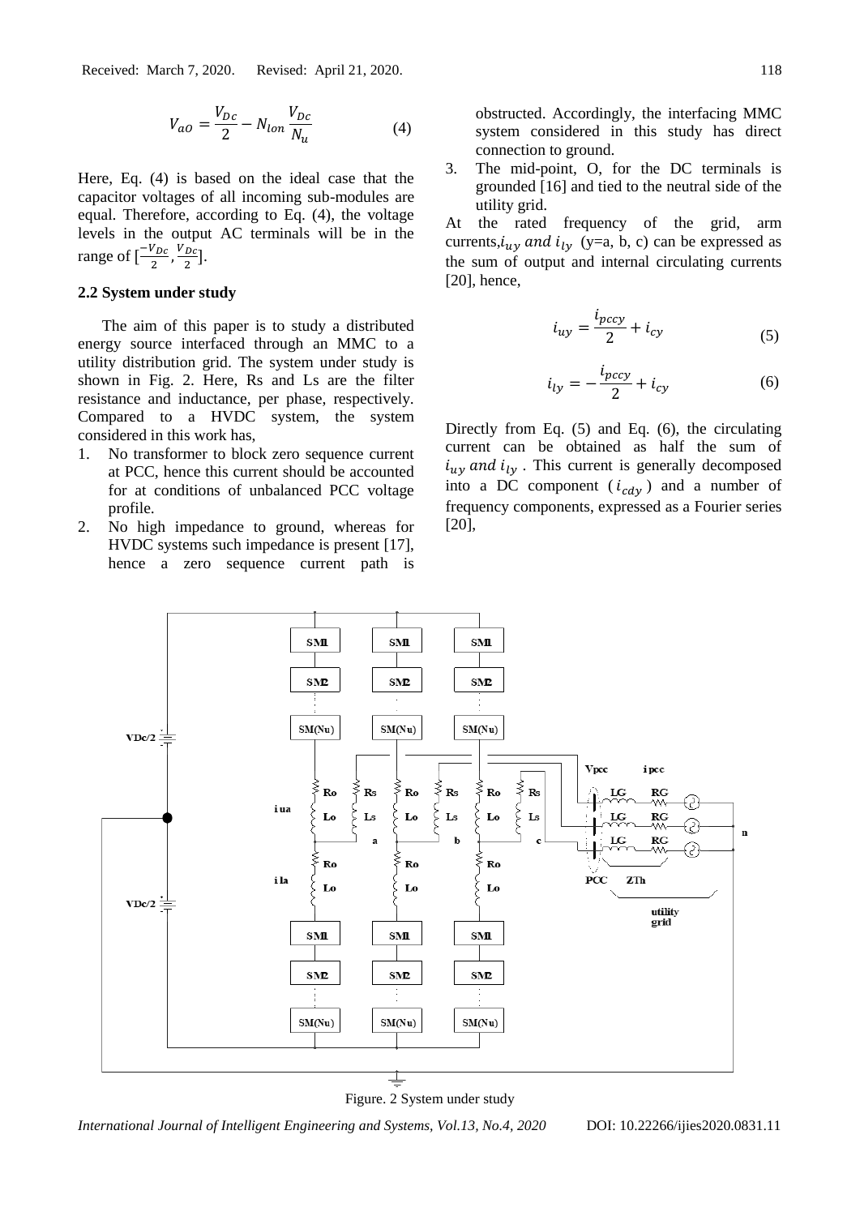$$V_{aO} = \frac{V_{Dc}}{2} - N_{lon}\frac{V_{Dc}}{N_u} \quad (4)$$

Here, Eq. (4) is based on the ideal case that the capacitor voltages of all incoming sub-modules are equal. Therefore, according to Eq. (4), the voltage levels in the output AC terminals will be in the range of $[\frac{-V_{Dc}}{2}, \frac{V_{Dc}}{2}]$.

### 2.2 System under study

The aim of this paper is to study a distributed energy source interfaced through an MMC to a utility distribution grid. The system under study is shown in Fig. 2. Here, Rs and Ls are the filter resistance and inductance, per phase, respectively. Compared to a HVDC system, the system considered in this work has,

1. No transformer to block zero sequence current at PCC, hence this current should be accounted for at conditions of unbalanced PCC voltage profile.
2. No high impedance to ground, whereas for HVDC systems such impedance is present [17], hence a zero sequence current path is obstructed. Accordingly, the interfacing MMC system considered in this study has direct connection to ground.
3. The mid-point, O, for the DC terminals is grounded [16] and tied to the neutral side of the utility grid.

At the rated frequency of the grid, arm currents, $i_{uy}$ $and$ $i_{ly}$ (y=a, b, c) can be expressed as the sum of output and internal circulating currents [20], hence,

$$i_{uy} = \frac{i_{pccy}}{2} + i_{cy} \quad (5)$$

$$i_{ly} = -\frac{i_{pccy}}{2} + i_{cy} \quad (6)$$

Directly from Eq. (5) and Eq. (6), the circulating current can be obtained as half the sum of $i_{uy}$ $and$ $i_{ly}$. This current is generally decomposed into a DC component ($i_{cdy}$) and a number of frequency components, expressed as a Fourier series [20],

Figure. 2 System under study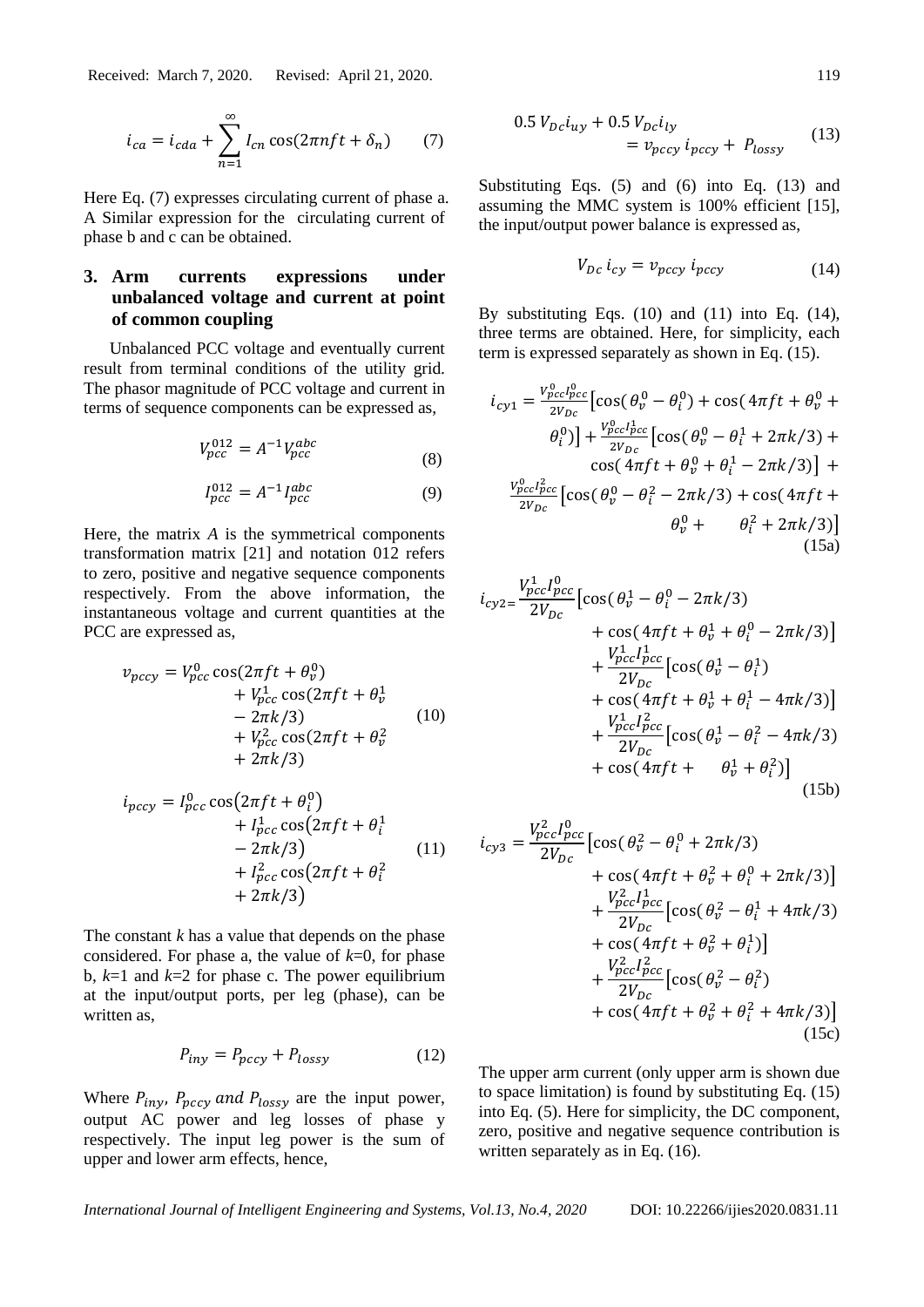$$i_{ca} = i_{cda} + \sum_{n=1}^{\infty} I_{cn} \cos(2\pi nft + \delta_n) \qquad (7)$$

Here Eq. (7) expresses circulating current of phase a. A Similar expression for the circulating current of phase b and c can be obtained.

## 3. Arm currents expressions under unbalanced voltage and current at point of common coupling

Unbalanced PCC voltage and eventually current result from terminal conditions of the utility grid. The phasor magnitude of PCC voltage and current in terms of sequence components can be expressed as,

$$V_{pcc}^{012} = A^{-1} V_{pcc}^{abc} \qquad (8)$$

$$I_{pcc}^{012} = A^{-1} I_{pcc}^{abc} \qquad (9)$$

Here, the matrix $A$ is the symmetrical components transformation matrix [21] and notation 012 refers to zero, positive and negative sequence components respectively. From the above information, the instantaneous voltage and current quantities at the PCC are expressed as,

$$v_{pccy} = V_{pcc}^{0} \cos(2\pi ft + \theta_v^0) + V_{pcc}^{1} \cos(2\pi ft + \theta_v^1 - 2\pi k/3) + V_{pcc}^{2} \cos(2\pi ft + \theta_v^2 + 2\pi k/3) \qquad (10)$$

$$i_{pccy} = I_{pcc}^{0} \cos(2\pi ft + \theta_i^0) + I_{pcc}^{1} \cos(2\pi ft + \theta_i^1 - 2\pi k/3) + I_{pcc}^{2} \cos(2\pi ft + \theta_i^2 + 2\pi k/3) \qquad (11)$$

The constant $k$ has a value that depends on the phase considered. For phase a, the value of $k$=0, for phase b, $k$=1 and $k$=2 for phase c. The power equilibrium at the input/output ports, per leg (phase), can be written as,

$$P_{iny} = P_{pccy} + P_{lossy} \qquad (12)$$

Where $P_{iny}$, $P_{pccy}$ $and$ $P_{lossy}$ are the input power, output AC power and leg losses of phase y respectively. The input leg power is the sum of upper and lower arm effects, hence,

$$0.5\, V_{Dc} i_{uy} + 0.5\, V_{Dc} i_{ly} = v_{pccy}\, i_{pccy} + P_{lossy} \qquad (13)$$

Substituting Eqs. (5) and (6) into Eq. (13) and assuming the MMC system is 100% efficient [15], the input/output power balance is expressed as,

$$V_{Dc}\, i_{cy} = v_{pccy}\, i_{pccy} \qquad (14)$$

By substituting Eqs. (10) and (11) into Eq. (14), three terms are obtained. Here, for simplicity, each term is expressed separately as shown in Eq. (15).

$$i_{cy1} = \frac{V_{pcc}^0 I_{pcc}^0}{2V_{Dc}}\left[\cos(\theta_v^0 - \theta_i^0) + \cos(4\pi ft + \theta_v^0 + \theta_i^0)\right] + \frac{V_{pcc}^0 I_{pcc}^1}{2V_{Dc}}\left[\cos(\theta_v^0 - \theta_i^1 + 2\pi k/3) + \cos(4\pi ft + \theta_v^0 + \theta_i^1 - 2\pi k/3)\right] + \frac{V_{pcc}^0 I_{pcc}^2}{2V_{Dc}}\left[\cos(\theta_v^0 - \theta_i^2 - 2\pi k/3) + \cos(4\pi ft + \theta_v^0 + \theta_i^2 + 2\pi k/3)\right] \qquad (15a)$$

$$i_{cy2} = \frac{V_{pcc}^1 I_{pcc}^0}{2V_{Dc}}\left[\cos(\theta_v^1 - \theta_i^0 - 2\pi k/3) + \cos(4\pi ft + \theta_v^1 + \theta_i^0 - 2\pi k/3)\right] + \frac{V_{pcc}^1 I_{pcc}^1}{2V_{Dc}}\left[\cos(\theta_v^1 - \theta_i^1) + \cos(4\pi ft + \theta_v^1 + \theta_i^1 - 4\pi k/3)\right] + \frac{V_{pcc}^1 I_{pcc}^2}{2V_{Dc}}\left[\cos(\theta_v^1 - \theta_i^2 - 4\pi k/3) + \cos(4\pi ft + \theta_v^1 + \theta_i^2)\right] \qquad (15b)$$

$$i_{cy3} = \frac{V_{pcc}^2 I_{pcc}^0}{2V_{Dc}}\left[\cos(\theta_v^2 - \theta_i^0 + 2\pi k/3) + \cos(4\pi ft + \theta_v^2 + \theta_i^0 + 2\pi k/3)\right] + \frac{V_{pcc}^2 I_{pcc}^1}{2V_{Dc}}\left[\cos(\theta_v^2 - \theta_i^1 + 4\pi k/3) + \cos(4\pi ft + \theta_v^2 + \theta_i^1)\right] + \frac{V_{pcc}^2 I_{pcc}^2}{2V_{Dc}}\left[\cos(\theta_v^2 - \theta_i^2) + \cos(4\pi ft + \theta_v^2 + \theta_i^2 + 4\pi k/3)\right] \qquad (15c)$$

The upper arm current (only upper arm is shown due to space limitation) is found by substituting Eq. (15) into Eq. (5). Here for simplicity, the DC component, zero, positive and negative sequence contribution is written separately as in Eq. (16).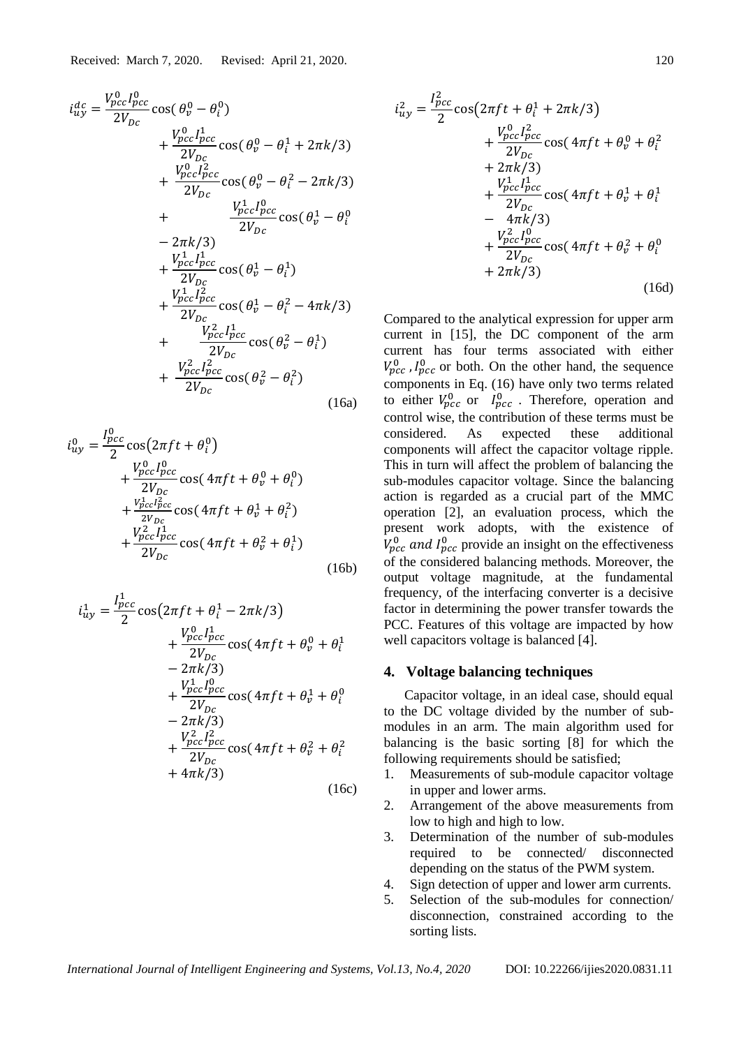$$
\begin{aligned}
i_{uy}^{dc} = &\frac{V_{pcc}^{0} I_{pcc}^{0}}{2V_{Dc}} \cos(\theta_v^0 - \theta_i^0) \\
&+ \frac{V_{pcc}^{0} I_{pcc}^{1}}{2V_{Dc}} \cos(\theta_v^0 - \theta_i^1 + 2\pi k/3) \\
&+ \frac{V_{pcc}^{0} I_{pcc}^{2}}{2V_{Dc}} \cos(\theta_v^0 - \theta_i^2 - 2\pi k/3) \\
&+ \frac{V_{pcc}^{1} I_{pcc}^{0}}{2V_{Dc}} \cos(\theta_v^1 - \theta_i^0 \\
&- 2\pi k/3) \\
&+ \frac{V_{pcc}^{1} I_{pcc}^{1}}{2V_{Dc}} \cos(\theta_v^1 - \theta_i^1) \\
&+ \frac{V_{pcc}^{1} I_{pcc}^{2}}{2V_{Dc}} \cos(\theta_v^1 - \theta_i^2 - 4\pi k/3) \\
&+ \frac{V_{pcc}^{2} I_{pcc}^{1}}{2V_{Dc}} \cos(\theta_v^2 - \theta_i^1) \\
&+ \frac{V_{pcc}^{2} I_{pcc}^{2}}{2V_{Dc}} \cos(\theta_v^2 - \theta_i^2)
\end{aligned} \tag{16a}
$$

$$
\begin{aligned}
i_{uy}^{0} = &\frac{I_{pcc}^{0}}{2} \cos(2\pi f t + \theta_i^0) \\
&+ \frac{V_{pcc}^{0} I_{pcc}^{0}}{2V_{Dc}} \cos(4\pi f t + \theta_v^0 + \theta_i^0) \\
&+ \frac{V_{pcc}^{1} I_{pcc}^{2}}{2V_{Dc}} \cos(4\pi f t + \theta_v^1 + \theta_i^2) \\
&+ \frac{V_{pcc}^{2} I_{pcc}^{1}}{2V_{Dc}} \cos(4\pi f t + \theta_v^2 + \theta_i^1)
\end{aligned} \tag{16b}
$$

$$
\begin{aligned}
i_{uy}^{1} = &\frac{I_{pcc}^{1}}{2} \cos(2\pi f t + \theta_i^1 - 2\pi k/3) \\
&+ \frac{V_{pcc}^{0} I_{pcc}^{1}}{2V_{Dc}} \cos(4\pi f t + \theta_v^0 + \theta_i^1 \\
&- 2\pi k/3) \\
&+ \frac{V_{pcc}^{1} I_{pcc}^{0}}{2V_{Dc}} \cos(4\pi f t + \theta_v^1 + \theta_i^0 \\
&- 2\pi k/3) \\
&+ \frac{V_{pcc}^{2} I_{pcc}^{2}}{2V_{Dc}} \cos(4\pi f t + \theta_v^2 + \theta_i^2 \\
&+ 4\pi k/3)
\end{aligned} \tag{16c}
$$

$$
\begin{aligned}
i_{uy}^{2} = &\frac{I_{pcc}^{2}}{2} \cos(2\pi f t + \theta_i^1 + 2\pi k/3) \\
&+ \frac{V_{pcc}^{0} I_{pcc}^{2}}{2V_{Dc}} \cos(4\pi f t + \theta_v^0 + \theta_i^2 \\
&+ 2\pi k/3) \\
&+ \frac{V_{pcc}^{1} I_{pcc}^{1}}{2V_{Dc}} \cos(4\pi f t + \theta_v^1 + \theta_i^1 \\
&- 4\pi k/3) \\
&+ \frac{V_{pcc}^{2} I_{pcc}^{0}}{2V_{Dc}} \cos(4\pi f t + \theta_v^2 + \theta_i^0 \\
&+ 2\pi k/3)
\end{aligned} \tag{16d}
$$

Compared to the analytical expression for upper arm current in [15], the DC component of the arm current has four terms associated with either $V_{pcc}^{0}$, $I_{pcc}^{0}$ or both. On the other hand, the sequence components in Eq. (16) have only two terms related to either $V_{pcc}^{0}$ or $I_{pcc}^{0}$. Therefore, operation and control wise, the contribution of these terms must be considered. As expected these additional components will affect the capacitor voltage ripple. This in turn will affect the problem of balancing the sub-modules capacitor voltage. Since the balancing action is regarded as a crucial part of the MMC operation [2], an evaluation process, which the present work adopts, with the existence of $V_{pcc}^{0}$ *and* $I_{pcc}^{0}$ provide an insight on the effectiveness of the considered balancing methods. Moreover, the output voltage magnitude, at the fundamental frequency, of the interfacing converter is a decisive factor in determining the power transfer towards the PCC. Features of this voltage are impacted by how well capacitors voltage is balanced [4].

## 4. Voltage balancing techniques

Capacitor voltage, in an ideal case, should equal to the DC voltage divided by the number of sub-modules in an arm. The main algorithm used for balancing is the basic sorting [8] for which the following requirements should be satisfied;

1. Measurements of sub-module capacitor voltage in upper and lower arms.
2. Arrangement of the above measurements from low to high and high to low.
3. Determination of the number of sub-modules required to be connected/ disconnected depending on the status of the PWM system.
4. Sign detection of upper and lower arm currents.
5. Selection of the sub-modules for connection/ disconnection, constrained according to the sorting lists.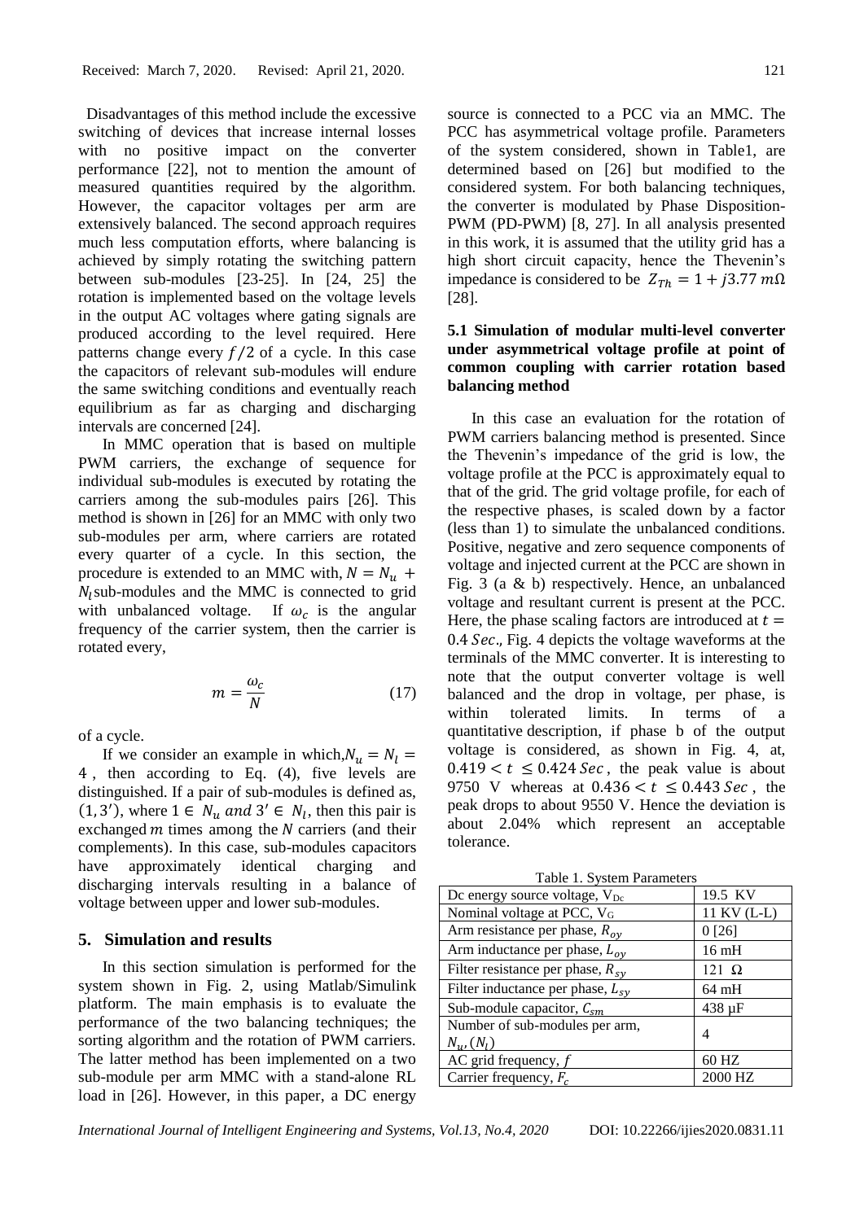Disadvantages of this method include the excessive switching of devices that increase internal losses with no positive impact on the converter performance [22], not to mention the amount of measured quantities required by the algorithm. However, the capacitor voltages per arm are extensively balanced. The second approach requires much less computation efforts, where balancing is achieved by simply rotating the switching pattern between sub-modules [23-25]. In [24, 25] the rotation is implemented based on the voltage levels in the output AC voltages where gating signals are produced according to the level required. Here patterns change every $f/2$ of a cycle. In this case the capacitors of relevant sub-modules will endure the same switching conditions and eventually reach equilibrium as far as charging and discharging intervals are concerned [24].

In MMC operation that is based on multiple PWM carriers, the exchange of sequence for individual sub-modules is executed by rotating the carriers among the sub-modules pairs [26]. This method is shown in [26] for an MMC with only two sub-modules per arm, where carriers are rotated every quarter of a cycle. In this section, the procedure is extended to an MMC with, $N = N_u + N_l$ sub-modules and the MMC is connected to grid with unbalanced voltage. If $\omega_c$ is the angular frequency of the carrier system, then the carrier is rotated every,

$$m = \frac{\omega_c}{N} \tag{17}$$

of a cycle.

If we consider an example in which, $N_u = N_l = 4$, then according to Eq. (4), five levels are distinguished. If a pair of sub-modules is defined as, $(1, 3')$, where $1 \in N_u$ and $3' \in N_l$, then this pair is exchanged $m$ times among the $N$ carriers (and their complements). In this case, sub-modules capacitors have approximately identical charging and discharging intervals resulting in a balance of voltage between upper and lower sub-modules.

## 5. Simulation and results

In this section simulation is performed for the system shown in Fig. 2, using Matlab/Simulink platform. The main emphasis is to evaluate the performance of the two balancing techniques; the sorting algorithm and the rotation of PWM carriers. The latter method has been implemented on a two sub-module per arm MMC with a stand-alone RL load in [26]. However, in this paper, a DC energy source is connected to a PCC via an MMC. The PCC has asymmetrical voltage profile. Parameters of the system considered, shown in Table1, are determined based on [26] but modified to the considered system. For both balancing techniques, the converter is modulated by Phase Disposition-PWM (PD-PWM) [8, 27]. In all analysis presented in this work, it is assumed that the utility grid has a high short circuit capacity, hence the Thevenin's impedance is considered to be $Z_{Th} = 1 + j3.77\ m\Omega$ [28].

### 5.1 Simulation of modular multi-level converter under asymmetrical voltage profile at point of common coupling with carrier rotation based balancing method

In this case an evaluation for the rotation of PWM carriers balancing method is presented. Since the Thevenin's impedance of the grid is low, the voltage profile at the PCC is approximately equal to that of the grid. The grid voltage profile, for each of the respective phases, is scaled down by a factor (less than 1) to simulate the unbalanced conditions. Positive, negative and zero sequence components of voltage and injected current at the PCC are shown in Fig. 3 (a & b) respectively. Hence, an unbalanced voltage and resultant current is present at the PCC. Here, the phase scaling factors are introduced at $t = 0.4\ Sec$, Fig. 4 depicts the voltage waveforms at the terminals of the MMC converter. It is interesting to note that the output converter voltage is well balanced and the drop in voltage, per phase, is within tolerated limits. In terms of a quantitative description, if phase b of the output voltage is considered, as shown in Fig. 4, at, $0.419 < t \leq 0.424\ Sec$, the peak value is about 9750 V whereas at $0.436 < t \leq 0.443\ Sec$, the peak drops to about 9550 V. Hence the deviation is about 2.04% which represent an acceptable tolerance.

Table 1. System Parameters

| Parameter | Value |
|---|---|
| Dc energy source voltage, $V_{Dc}$ | 19.5 KV |
| Nominal voltage at PCC, $V_G$ | 11 KV (L-L) |
| Arm resistance per phase, $R_{oy}$ | 0 [26] |
| Arm inductance per phase, $L_{oy}$ | 16 mH |
| Filter resistance per phase, $R_{sy}$ | 121 Ω |
| Filter inductance per phase, $L_{sy}$ | 64 mH |
| Sub-module capacitor, $C_{sm}$ | 438 μF |
| Number of sub-modules per arm, $N_u, (N_l)$ | 4 |
| AC grid frequency, $f$ | 60 HZ |
| Carrier frequency, $F_c$ | 2000 HZ |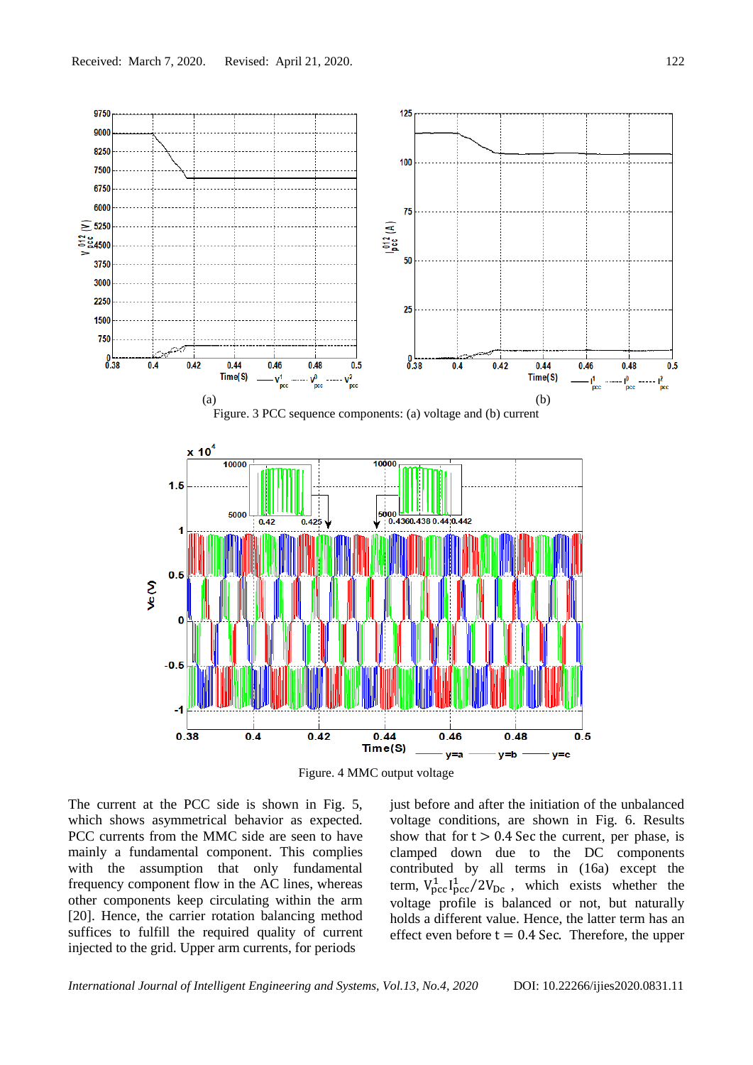(a)                                                                                     (b)

Figure. 3 PCC sequence components: (a) voltage and (b) current

Figure. 4 MMC output voltage

The current at the PCC side is shown in Fig. 5, which shows asymmetrical behavior as expected. PCC currents from the MMC side are seen to have mainly a fundamental component. This complies with the assumption that only fundamental frequency component flow in the AC lines, whereas other components keep circulating within the arm [20]. Hence, the carrier rotation balancing method suffices to fulfill the required quality of current injected to the grid. Upper arm currents, for periods just before and after the initiation of the unbalanced voltage conditions, are shown in Fig. 6. Results show that for $t > 0.4$ Sec the current, per phase, is clamped down due to the DC components contributed by all terms in (16a) except the term, $V^1_{pcc} I^1_{pcc}/2V_{Dc}$ , which exists whether the voltage profile is balanced or not, but naturally holds a different value. Hence, the latter term has an effect even before $t = 0.4$ Sec. Therefore, the upper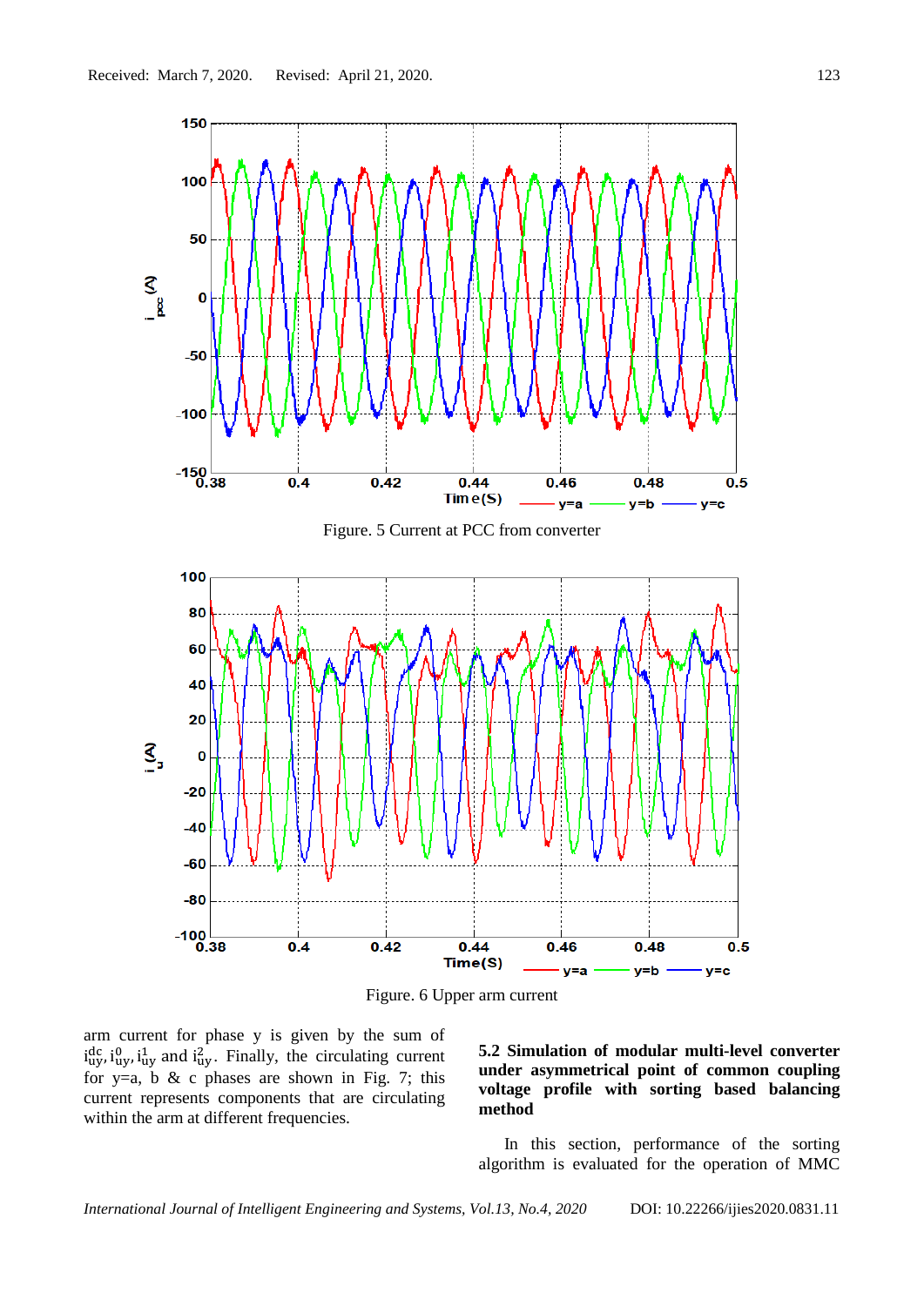Figure. 5 Current at PCC from converter

Figure. 6 Upper arm current

arm current for phase y is given by the sum of $i_{uy}^{dc}, i_{uy}^{0}, i_{uy}^{1}$ and $i_{uy}^{2}$. Finally, the circulating current for y=a, b & c phases are shown in Fig. 7; this current represents components that are circulating within the arm at different frequencies.

### 5.2 Simulation of modular multi-level converter under asymmetrical point of common coupling voltage profile with sorting based balancing method

In this section, performance of the sorting algorithm is evaluated for the operation of MMC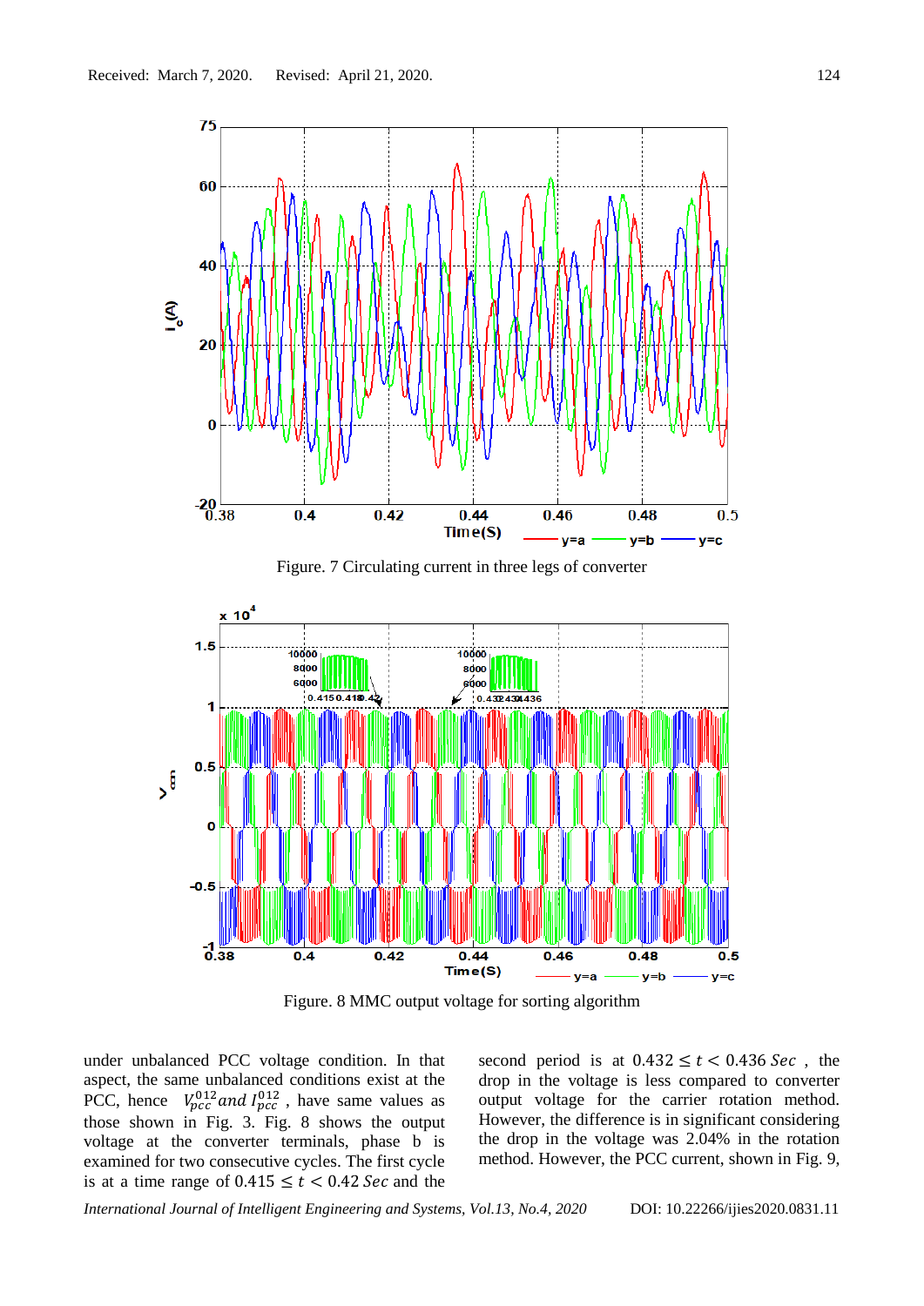Figure. 7 Circulating current in three legs of converter

Figure. 8 MMC output voltage for sorting algorithm

under unbalanced PCC voltage condition. In that aspect, the same unbalanced conditions exist at the PCC, hence $V_{pcc}^{012}$ *and* $I_{pcc}^{012}$, have same values as those shown in Fig. 3. Fig. 8 shows the output voltage at the converter terminals, phase b is examined for two consecutive cycles. The first cycle is at a time range of $0.415 \le t < 0.42$ *Sec* and the second period is at $0.432 \le t < 0.436$ *Sec*, the drop in the voltage is less compared to converter output voltage for the carrier rotation method. However, the difference is in significant considering the drop in the voltage was 2.04% in the rotation method. However, the PCC current, shown in Fig. 9,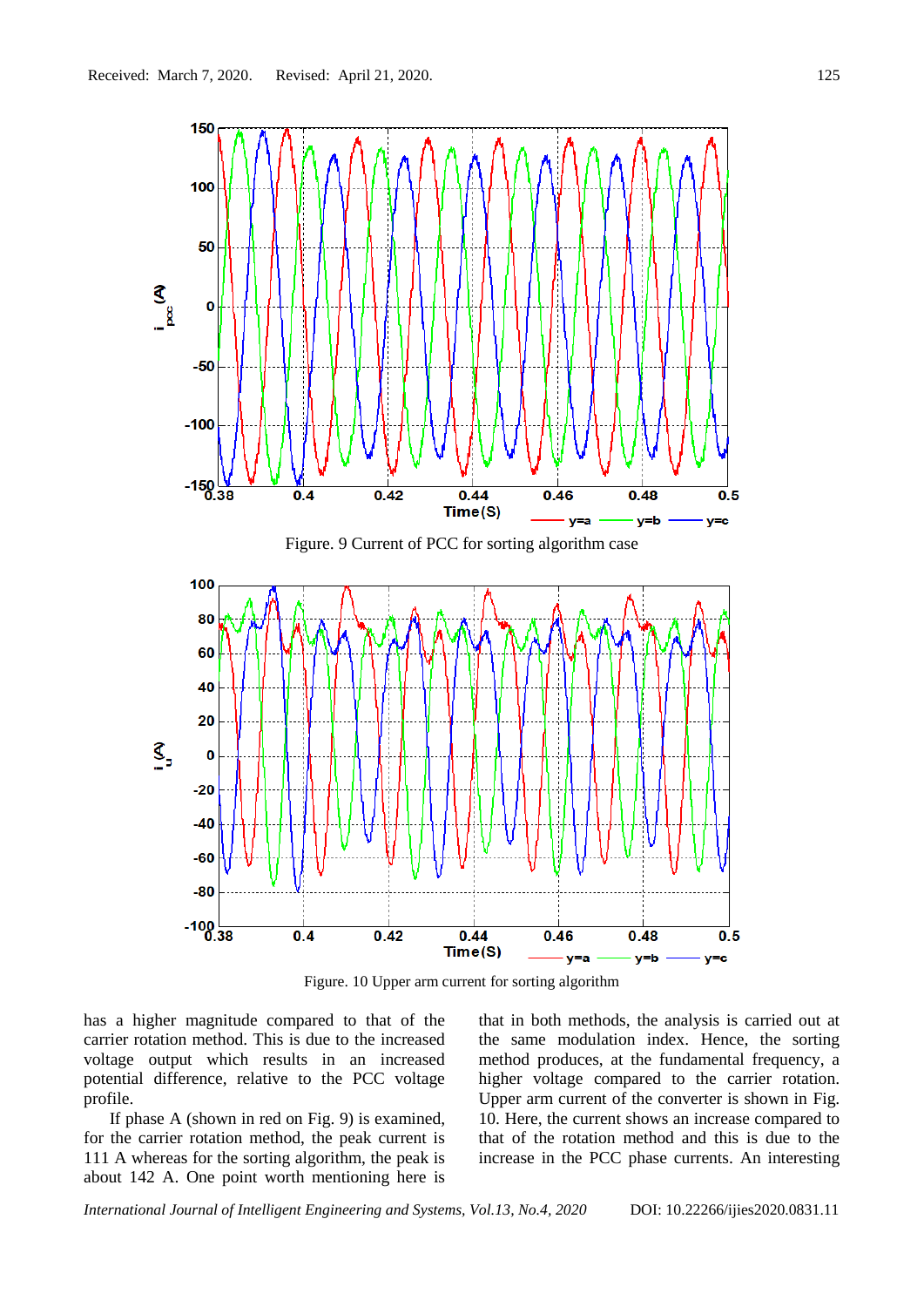Figure. 9 Current of PCC for sorting algorithm case

Figure. 10 Upper arm current for sorting algorithm

has a higher magnitude compared to that of the carrier rotation method. This is due to the increased voltage output which results in an increased potential difference, relative to the PCC voltage profile.

If phase A (shown in red on Fig. 9) is examined, for the carrier rotation method, the peak current is 111 A whereas for the sorting algorithm, the peak is about 142 A. One point worth mentioning here is that in both methods, the analysis is carried out at the same modulation index. Hence, the sorting method produces, at the fundamental frequency, a higher voltage compared to the carrier rotation. Upper arm current of the converter is shown in Fig. 10. Here, the current shows an increase compared to that of the rotation method and this is due to the increase in the PCC phase currents. An interesting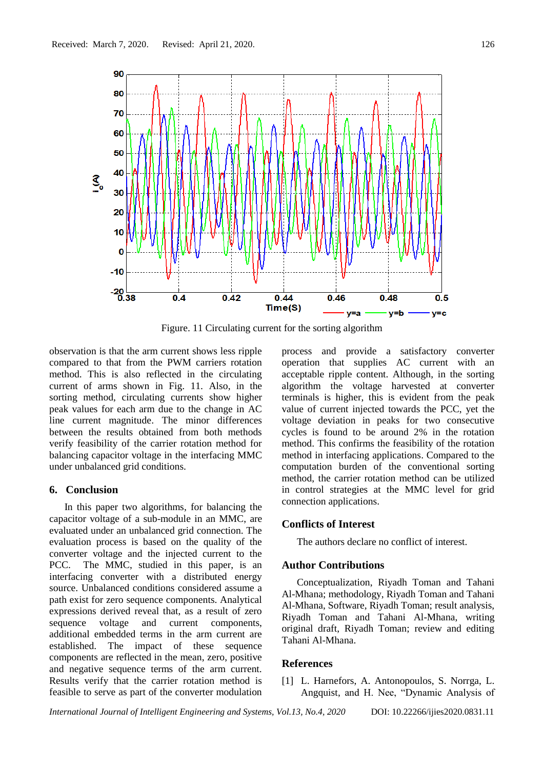Figure. 11 Circulating current for the sorting algorithm

observation is that the arm current shows less ripple compared to that from the PWM carriers rotation method. This is also reflected in the circulating current of arms shown in Fig. 11. Also, in the sorting method, circulating currents show higher peak values for each arm due to the change in AC line current magnitude. The minor differences between the results obtained from both methods verify feasibility of the carrier rotation method for balancing capacitor voltage in the interfacing MMC under unbalanced grid conditions.

## 6. Conclusion

In this paper two algorithms, for balancing the capacitor voltage of a sub-module in an MMC, are evaluated under an unbalanced grid connection. The evaluation process is based on the quality of the converter voltage and the injected current to the PCC. The MMC, studied in this paper, is an interfacing converter with a distributed energy source. Unbalanced conditions considered assume a path exist for zero sequence components. Analytical expressions derived reveal that, as a result of zero sequence voltage and current components, additional embedded terms in the arm current are established. The impact of these sequence components are reflected in the mean, zero, positive and negative sequence terms of the arm current. Results verify that the carrier rotation method is feasible to serve as part of the converter modulation process and provide a satisfactory converter operation that supplies AC current with an acceptable ripple content. Although, in the sorting algorithm the voltage harvested at converter terminals is higher, this is evident from the peak value of current injected towards the PCC, yet the voltage deviation in peaks for two consecutive cycles is found to be around 2% in the rotation method. This confirms the feasibility of the rotation method in interfacing applications. Compared to the computation burden of the conventional sorting method, the carrier rotation method can be utilized in control strategies at the MMC level for grid connection applications.

## Conflicts of Interest

The authors declare no conflict of interest.

## Author Contributions

Conceptualization, Riyadh Toman and Tahani Al-Mhana; methodology, Riyadh Toman and Tahani Al-Mhana, Software, Riyadh Toman; result analysis, Riyadh Toman and Tahani Al-Mhana, writing original draft, Riyadh Toman; review and editing Tahani Al-Mhana.

## References

[1] L. Harnefors, A. Antonopoulos, S. Norrga, L. Angquist, and H. Nee, “Dynamic Analysis of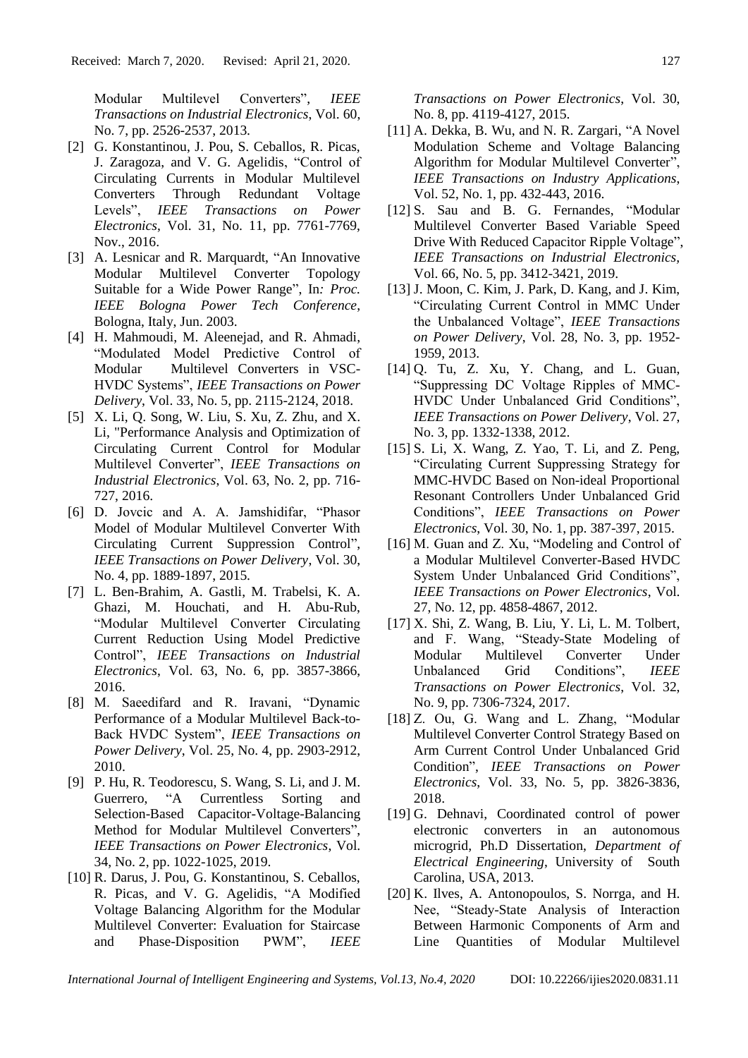Modular Multilevel Converters", *IEEE Transactions on Industrial Electronics*, Vol. 60, No. 7, pp. 2526-2537, 2013.

[2] G. Konstantinou, J. Pou, S. Ceballos, R. Picas, J. Zaragoza, and V. G. Agelidis, "Control of Circulating Currents in Modular Multilevel Converters Through Redundant Voltage Levels", *IEEE Transactions on Power Electronics*, Vol. 31, No. 11, pp. 7761-7769, Nov., 2016.

[3] A. Lesnicar and R. Marquardt, "An Innovative Modular Multilevel Converter Topology Suitable for a Wide Power Range", In*: Proc. IEEE Bologna Power Tech Conference*, Bologna, Italy, Jun. 2003.

[4] H. Mahmoudi, M. Aleenejad, and R. Ahmadi, "Modulated Model Predictive Control of Modular Multilevel Converters in VSC-HVDC Systems", *IEEE Transactions on Power Delivery*, Vol. 33, No. 5, pp. 2115-2124, 2018.

[5] X. Li, Q. Song, W. Liu, S. Xu, Z. Zhu, and X. Li, "Performance Analysis and Optimization of Circulating Current Control for Modular Multilevel Converter", *IEEE Transactions on Industrial Electronics*, Vol. 63, No. 2, pp. 716-727, 2016.

[6] D. Jovcic and A. A. Jamshidifar, "Phasor Model of Modular Multilevel Converter With Circulating Current Suppression Control", *IEEE Transactions on Power Delivery*, Vol. 30, No. 4, pp. 1889-1897, 2015.

[7] L. Ben-Brahim, A. Gastli, M. Trabelsi, K. A. Ghazi, M. Houchati, and H. Abu-Rub, "Modular Multilevel Converter Circulating Current Reduction Using Model Predictive Control", *IEEE Transactions on Industrial Electronics*, Vol. 63, No. 6, pp. 3857-3866, 2016.

[8] M. Saeedifard and R. Iravani, "Dynamic Performance of a Modular Multilevel Back-to-Back HVDC System", *IEEE Transactions on Power Delivery*, Vol. 25, No. 4, pp. 2903-2912, 2010.

[9] P. Hu, R. Teodorescu, S. Wang, S. Li, and J. M. Guerrero, "A Currentless Sorting and Selection-Based Capacitor-Voltage-Balancing Method for Modular Multilevel Converters", *IEEE Transactions on Power Electronics*, Vol. 34, No. 2, pp. 1022-1025, 2019.

[10] R. Darus, J. Pou, G. Konstantinou, S. Ceballos, R. Picas, and V. G. Agelidis, "A Modified Voltage Balancing Algorithm for the Modular Multilevel Converter: Evaluation for Staircase and Phase-Disposition PWM", *IEEE Transactions on Power Electronics*, Vol. 30, No. 8, pp. 4119-4127, 2015.

[11] A. Dekka, B. Wu, and N. R. Zargari, "A Novel Modulation Scheme and Voltage Balancing Algorithm for Modular Multilevel Converter", *IEEE Transactions on Industry Applications*, Vol. 52, No. 1, pp. 432-443, 2016.

[12] S. Sau and B. G. Fernandes, "Modular Multilevel Converter Based Variable Speed Drive With Reduced Capacitor Ripple Voltage", *IEEE Transactions on Industrial Electronics*, Vol. 66, No. 5, pp. 3412-3421, 2019.

[13] J. Moon, C. Kim, J. Park, D. Kang, and J. Kim, "Circulating Current Control in MMC Under the Unbalanced Voltage", *IEEE Transactions on Power Delivery*, Vol. 28, No. 3, pp. 1952-1959, 2013.

[14] Q. Tu, Z. Xu, Y. Chang, and L. Guan, "Suppressing DC Voltage Ripples of MMC-HVDC Under Unbalanced Grid Conditions", *IEEE Transactions on Power Delivery*, Vol. 27, No. 3, pp. 1332-1338, 2012.

[15] S. Li, X. Wang, Z. Yao, T. Li, and Z. Peng, "Circulating Current Suppressing Strategy for MMC-HVDC Based on Non-ideal Proportional Resonant Controllers Under Unbalanced Grid Conditions", *IEEE Transactions on Power Electronics*, Vol. 30, No. 1, pp. 387-397, 2015.

[16] M. Guan and Z. Xu, "Modeling and Control of a Modular Multilevel Converter-Based HVDC System Under Unbalanced Grid Conditions", *IEEE Transactions on Power Electronics*, Vol. 27, No. 12, pp. 4858-4867, 2012.

[17] X. Shi, Z. Wang, B. Liu, Y. Li, L. M. Tolbert, and F. Wang, "Steady-State Modeling of Modular Multilevel Converter Under Unbalanced Grid Conditions", *IEEE Transactions on Power Electronics*, Vol. 32, No. 9, pp. 7306-7324, 2017.

[18] Z. Ou, G. Wang and L. Zhang, "Modular Multilevel Converter Control Strategy Based on Arm Current Control Under Unbalanced Grid Condition", *IEEE Transactions on Power Electronics*, Vol. 33, No. 5, pp. 3826-3836, 2018.

[19] G. Dehnavi, Coordinated control of power electronic converters in an autonomous microgrid, Ph.D Dissertation, *Department of Electrical Engineering*, University of South Carolina, USA, 2013.

[20] K. Ilves, A. Antonopoulos, S. Norrga, and H. Nee, "Steady-State Analysis of Interaction Between Harmonic Components of Arm and Line Quantities of Modular Multilevel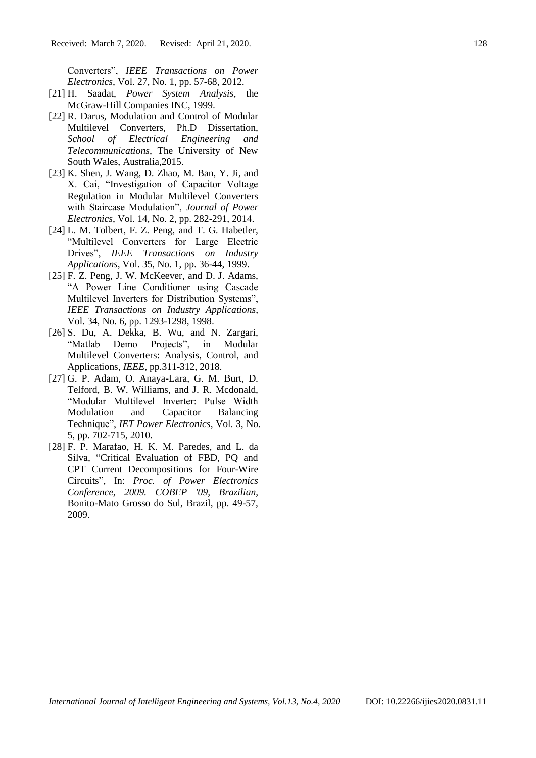Converters", *IEEE Transactions on Power Electronics*, Vol. 27, No. 1, pp. 57-68, 2012.

[21] H. Saadat, *Power System Analysis*, the McGraw-Hill Companies INC, 1999.

[22] R. Darus, Modulation and Control of Modular Multilevel Converters, Ph.D Dissertation, *School of Electrical Engineering and Telecommunications*, The University of New South Wales, Australia,2015.

[23] K. Shen, J. Wang, D. Zhao, M. Ban, Y. Ji, and X. Cai, "Investigation of Capacitor Voltage Regulation in Modular Multilevel Converters with Staircase Modulation", *Journal of Power Electronics*, Vol. 14, No. 2, pp. 282-291, 2014.

[24] L. M. Tolbert, F. Z. Peng, and T. G. Habetler, "Multilevel Converters for Large Electric Drives", *IEEE Transactions on Industry Applications*, Vol. 35, No. 1, pp. 36-44, 1999.

[25] F. Z. Peng, J. W. McKeever, and D. J. Adams, "A Power Line Conditioner using Cascade Multilevel Inverters for Distribution Systems", *IEEE Transactions on Industry Applications*, Vol. 34, No. 6, pp. 1293-1298, 1998.

[26] S. Du, A. Dekka, B. Wu, and N. Zargari, "Matlab Demo Projects", in Modular Multilevel Converters: Analysis, Control, and Applications, *IEEE*, pp.311-312, 2018.

[27] G. P. Adam, O. Anaya-Lara, G. M. Burt, D. Telford, B. W. Williams, and J. R. Mcdonald, "Modular Multilevel Inverter: Pulse Width Modulation and Capacitor Balancing Technique", *IET Power Electronics*, Vol. 3, No. 5, pp. 702-715, 2010.

[28] F. P. Marafao, H. K. M. Paredes, and L. da Silva, "Critical Evaluation of FBD, PQ and CPT Current Decompositions for Four-Wire Circuits", In: *Proc. of Power Electronics Conference, 2009. COBEP '09, Brazilian*, Bonito-Mato Grosso do Sul, Brazil, pp. 49-57, 2009.